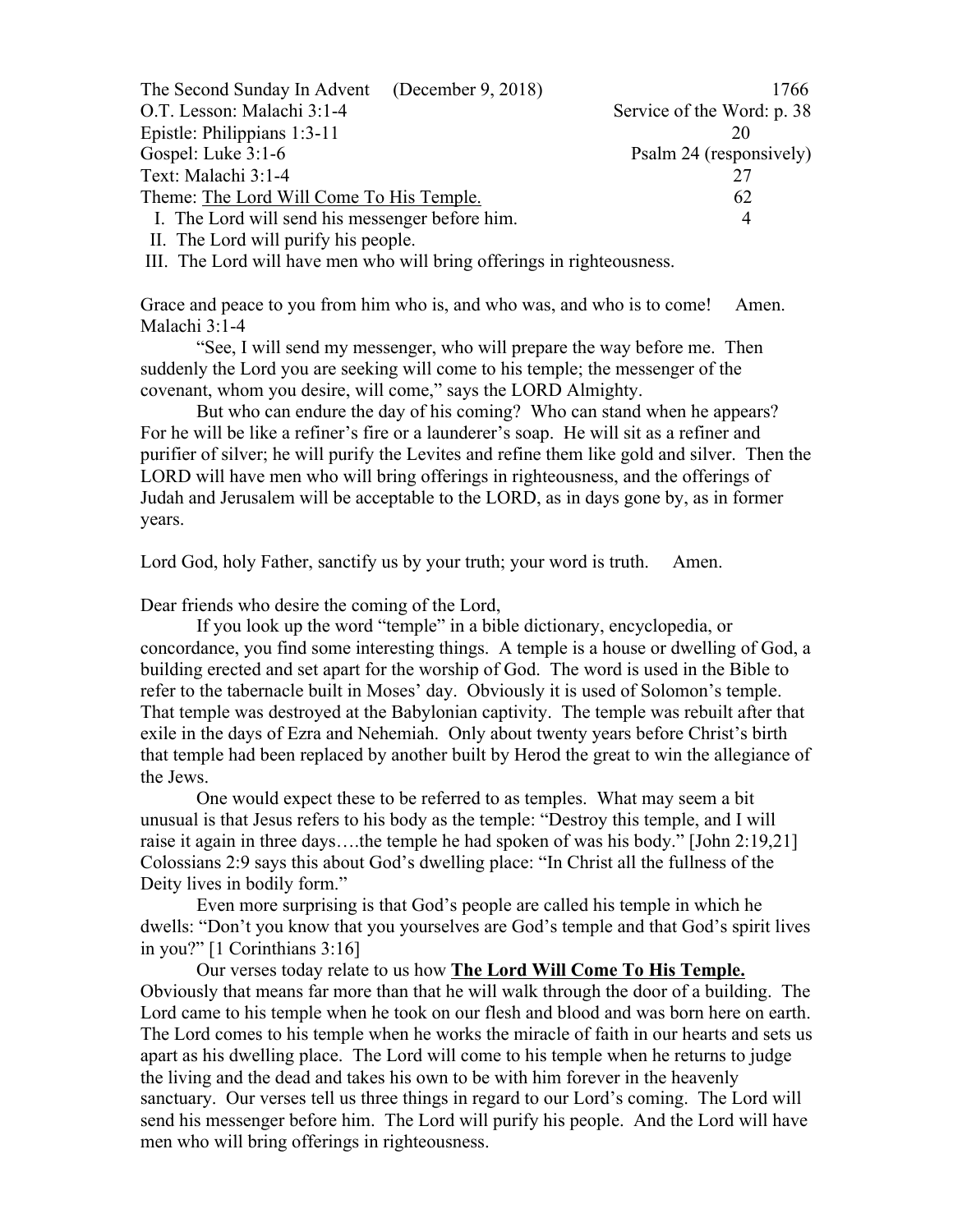| | |
|---|---|
| The Second Sunday In Advent (December 9, 2018) | 1766 |
| O.T. Lesson: Malachi 3:1-4 | Service of the Word: p. 38 |
| Epistle: Philippians 1:3-11 | 20 |
| Gospel: Luke 3:1-6 | Psalm 24 (responsively) |
| Text: Malachi 3:1-4 | 27 |
| Theme: <u>The Lord Will Come To His Temple.</u> | 62 |
| I. The Lord will send his messenger before him. | 4 |

II. The Lord will purify his people.
III. The Lord will have men who will bring offerings in righteousness.

Grace and peace to you from him who is, and who was, and who is to come! Amen.
Malachi 3:1-4

"See, I will send my messenger, who will prepare the way before me. Then suddenly the Lord you are seeking will come to his temple; the messenger of the covenant, whom you desire, will come," says the LORD Almighty.

But who can endure the day of his coming? Who can stand when he appears? For he will be like a refiner's fire or a launderer's soap. He will sit as a refiner and purifier of silver; he will purify the Levites and refine them like gold and silver. Then the LORD will have men who will bring offerings in righteousness, and the offerings of Judah and Jerusalem will be acceptable to the LORD, as in days gone by, as in former years.

Lord God, holy Father, sanctify us by your truth; your word is truth. Amen.

Dear friends who desire the coming of the Lord,

If you look up the word "temple" in a bible dictionary, encyclopedia, or concordance, you find some interesting things. A temple is a house or dwelling of God, a building erected and set apart for the worship of God. The word is used in the Bible to refer to the tabernacle built in Moses' day. Obviously it is used of Solomon's temple. That temple was destroyed at the Babylonian captivity. The temple was rebuilt after that exile in the days of Ezra and Nehemiah. Only about twenty years before Christ's birth that temple had been replaced by another built by Herod the great to win the allegiance of the Jews.

One would expect these to be referred to as temples. What may seem a bit unusual is that Jesus refers to his body as the temple: "Destroy this temple, and I will raise it again in three days….the temple he had spoken of was his body." [John 2:19,21] Colossians 2:9 says this about God's dwelling place: "In Christ all the fullness of the Deity lives in bodily form."

Even more surprising is that God's people are called his temple in which he dwells: "Don't you know that you yourselves are God's temple and that God's spirit lives in you?" [1 Corinthians 3:16]

Our verses today relate to us how **<u>The Lord Will Come To His Temple.</u>** Obviously that means far more than that he will walk through the door of a building. The Lord came to his temple when he took on our flesh and blood and was born here on earth. The Lord comes to his temple when he works the miracle of faith in our hearts and sets us apart as his dwelling place. The Lord will come to his temple when he returns to judge the living and the dead and takes his own to be with him forever in the heavenly sanctuary. Our verses tell us three things in regard to our Lord's coming. The Lord will send his messenger before him. The Lord will purify his people. And the Lord will have men who will bring offerings in righteousness.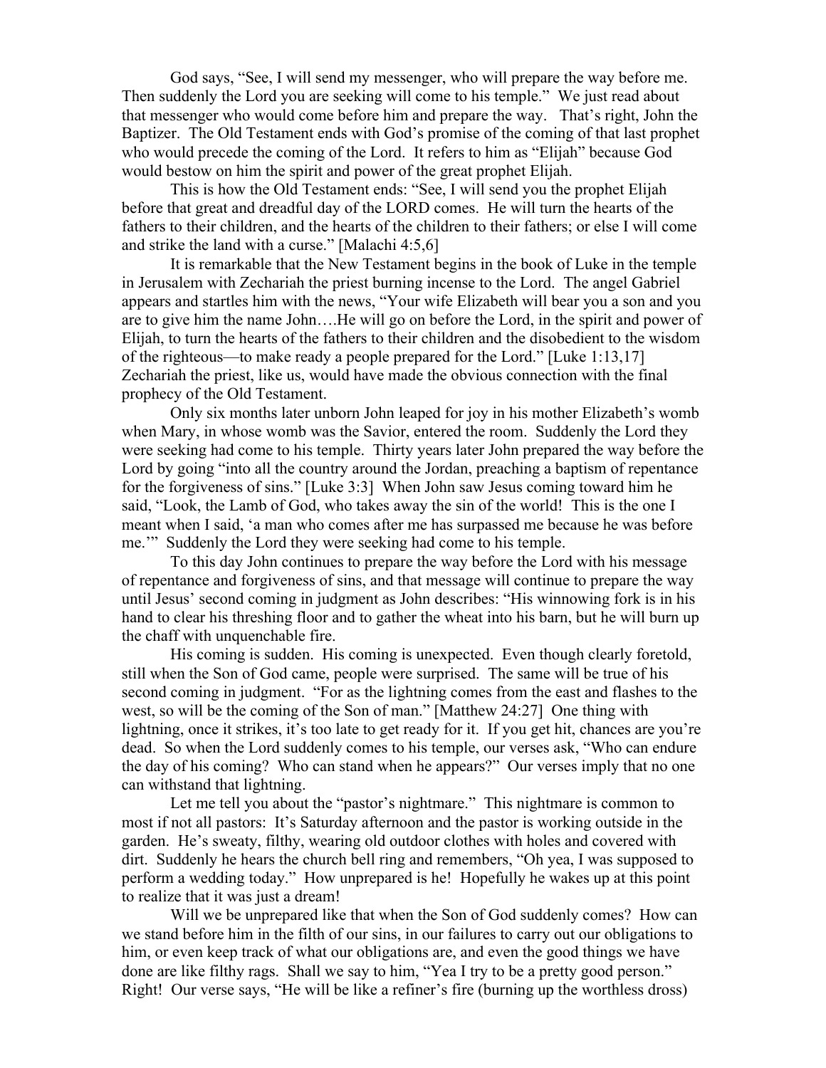God says, "See, I will send my messenger, who will prepare the way before me. Then suddenly the Lord you are seeking will come to his temple." We just read about that messenger who would come before him and prepare the way. That's right, John the Baptizer. The Old Testament ends with God's promise of the coming of that last prophet who would precede the coming of the Lord. It refers to him as "Elijah" because God would bestow on him the spirit and power of the great prophet Elijah.

This is how the Old Testament ends: "See, I will send you the prophet Elijah before that great and dreadful day of the LORD comes. He will turn the hearts of the fathers to their children, and the hearts of the children to their fathers; or else I will come and strike the land with a curse." [Malachi 4:5,6]

It is remarkable that the New Testament begins in the book of Luke in the temple in Jerusalem with Zechariah the priest burning incense to the Lord. The angel Gabriel appears and startles him with the news, "Your wife Elizabeth will bear you a son and you are to give him the name John….He will go on before the Lord, in the spirit and power of Elijah, to turn the hearts of the fathers to their children and the disobedient to the wisdom of the righteous—to make ready a people prepared for the Lord." [Luke 1:13,17] Zechariah the priest, like us, would have made the obvious connection with the final prophecy of the Old Testament.

Only six months later unborn John leaped for joy in his mother Elizabeth's womb when Mary, in whose womb was the Savior, entered the room. Suddenly the Lord they were seeking had come to his temple. Thirty years later John prepared the way before the Lord by going "into all the country around the Jordan, preaching a baptism of repentance for the forgiveness of sins." [Luke 3:3] When John saw Jesus coming toward him he said, "Look, the Lamb of God, who takes away the sin of the world! This is the one I meant when I said, 'a man who comes after me has surpassed me because he was before me.'" Suddenly the Lord they were seeking had come to his temple.

To this day John continues to prepare the way before the Lord with his message of repentance and forgiveness of sins, and that message will continue to prepare the way until Jesus' second coming in judgment as John describes: "His winnowing fork is in his hand to clear his threshing floor and to gather the wheat into his barn, but he will burn up the chaff with unquenchable fire.

His coming is sudden. His coming is unexpected. Even though clearly foretold, still when the Son of God came, people were surprised. The same will be true of his second coming in judgment. "For as the lightning comes from the east and flashes to the west, so will be the coming of the Son of man." [Matthew 24:27] One thing with lightning, once it strikes, it's too late to get ready for it. If you get hit, chances are you're dead. So when the Lord suddenly comes to his temple, our verses ask, "Who can endure the day of his coming? Who can stand when he appears?" Our verses imply that no one can withstand that lightning.

Let me tell you about the "pastor's nightmare." This nightmare is common to most if not all pastors: It's Saturday afternoon and the pastor is working outside in the garden. He's sweaty, filthy, wearing old outdoor clothes with holes and covered with dirt. Suddenly he hears the church bell ring and remembers, "Oh yea, I was supposed to perform a wedding today." How unprepared is he! Hopefully he wakes up at this point to realize that it was just a dream!

Will we be unprepared like that when the Son of God suddenly comes? How can we stand before him in the filth of our sins, in our failures to carry out our obligations to him, or even keep track of what our obligations are, and even the good things we have done are like filthy rags. Shall we say to him, "Yea I try to be a pretty good person." Right! Our verse says, "He will be like a refiner's fire (burning up the worthless dross)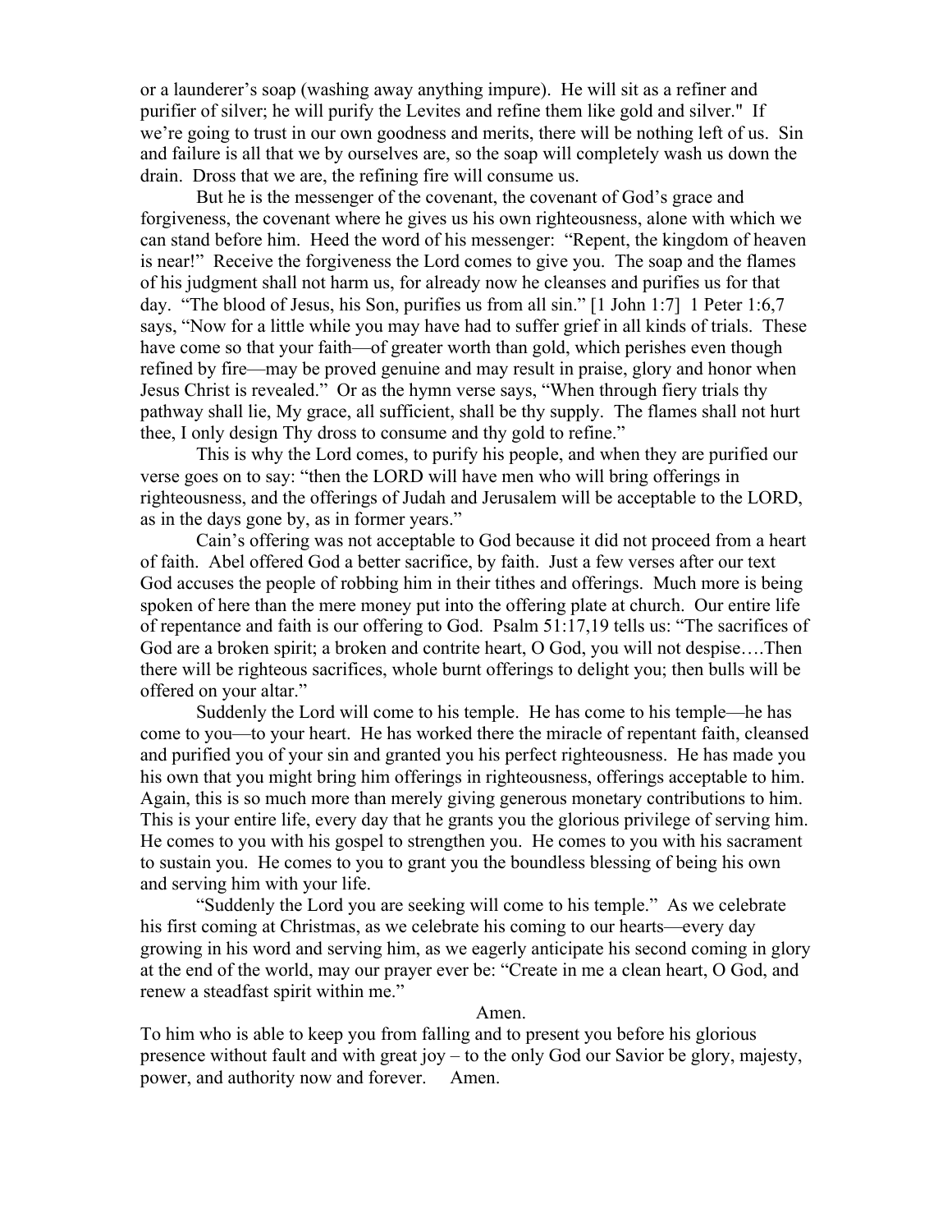or a launderer's soap (washing away anything impure). He will sit as a refiner and purifier of silver; he will purify the Levites and refine them like gold and silver." If we're going to trust in our own goodness and merits, there will be nothing left of us. Sin and failure is all that we by ourselves are, so the soap will completely wash us down the drain. Dross that we are, the refining fire will consume us.

But he is the messenger of the covenant, the covenant of God's grace and forgiveness, the covenant where he gives us his own righteousness, alone with which we can stand before him. Heed the word of his messenger: "Repent, the kingdom of heaven is near!" Receive the forgiveness the Lord comes to give you. The soap and the flames of his judgment shall not harm us, for already now he cleanses and purifies us for that day. "The blood of Jesus, his Son, purifies us from all sin." [1 John 1:7] 1 Peter 1:6,7 says, "Now for a little while you may have had to suffer grief in all kinds of trials. These have come so that your faith—of greater worth than gold, which perishes even though refined by fire—may be proved genuine and may result in praise, glory and honor when Jesus Christ is revealed." Or as the hymn verse says, "When through fiery trials thy pathway shall lie, My grace, all sufficient, shall be thy supply. The flames shall not hurt thee, I only design Thy dross to consume and thy gold to refine."

This is why the Lord comes, to purify his people, and when they are purified our verse goes on to say: "then the LORD will have men who will bring offerings in righteousness, and the offerings of Judah and Jerusalem will be acceptable to the LORD, as in the days gone by, as in former years."

Cain's offering was not acceptable to God because it did not proceed from a heart of faith. Abel offered God a better sacrifice, by faith. Just a few verses after our text God accuses the people of robbing him in their tithes and offerings. Much more is being spoken of here than the mere money put into the offering plate at church. Our entire life of repentance and faith is our offering to God. Psalm 51:17,19 tells us: "The sacrifices of God are a broken spirit; a broken and contrite heart, O God, you will not despise….Then there will be righteous sacrifices, whole burnt offerings to delight you; then bulls will be offered on your altar."

Suddenly the Lord will come to his temple. He has come to his temple—he has come to you—to your heart. He has worked there the miracle of repentant faith, cleansed and purified you of your sin and granted you his perfect righteousness. He has made you his own that you might bring him offerings in righteousness, offerings acceptable to him. Again, this is so much more than merely giving generous monetary contributions to him. This is your entire life, every day that he grants you the glorious privilege of serving him. He comes to you with his gospel to strengthen you. He comes to you with his sacrament to sustain you. He comes to you to grant you the boundless blessing of being his own and serving him with your life.

"Suddenly the Lord you are seeking will come to his temple." As we celebrate his first coming at Christmas, as we celebrate his coming to our hearts—every day growing in his word and serving him, as we eagerly anticipate his second coming in glory at the end of the world, may our prayer ever be: "Create in me a clean heart, O God, and renew a steadfast spirit within me."

Amen.

To him who is able to keep you from falling and to present you before his glorious presence without fault and with great joy – to the only God our Savior be glory, majesty, power, and authority now and forever. Amen.